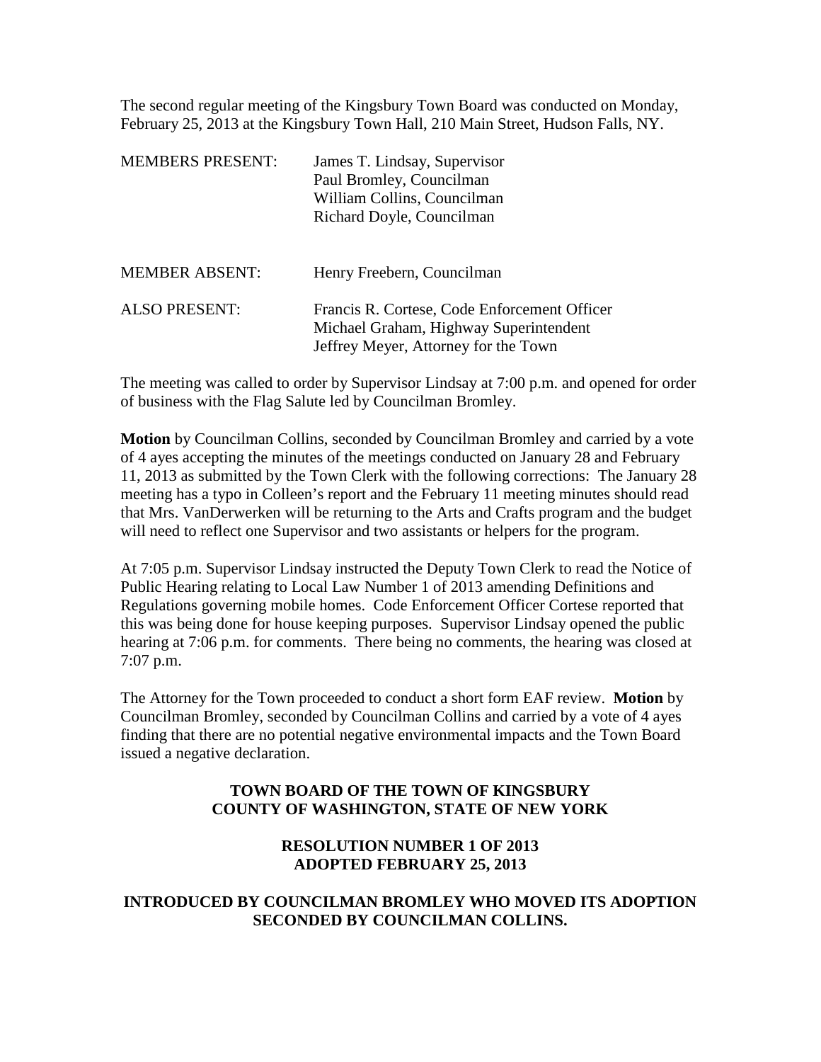The second regular meeting of the Kingsbury Town Board was conducted on Monday, February 25, 2013 at the Kingsbury Town Hall, 210 Main Street, Hudson Falls, NY.

MEMBERS PRESENT: James T. Lindsay, Supervisor
Paul Bromley, Councilman
William Collins, Councilman
Richard Doyle, Councilman

MEMBER ABSENT: Henry Freebern, Councilman

ALSO PRESENT: Francis R. Cortese, Code Enforcement Officer
Michael Graham, Highway Superintendent
Jeffrey Meyer, Attorney for the Town

The meeting was called to order by Supervisor Lindsay at 7:00 p.m. and opened for order of business with the Flag Salute led by Councilman Bromley.

**Motion** by Councilman Collins, seconded by Councilman Bromley and carried by a vote of 4 ayes accepting the minutes of the meetings conducted on January 28 and February 11, 2013 as submitted by the Town Clerk with the following corrections: The January 28 meeting has a typo in Colleen's report and the February 11 meeting minutes should read that Mrs. VanDerwerken will be returning to the Arts and Crafts program and the budget will need to reflect one Supervisor and two assistants or helpers for the program.

At 7:05 p.m. Supervisor Lindsay instructed the Deputy Town Clerk to read the Notice of Public Hearing relating to Local Law Number 1 of 2013 amending Definitions and Regulations governing mobile homes. Code Enforcement Officer Cortese reported that this was being done for house keeping purposes. Supervisor Lindsay opened the public hearing at 7:06 p.m. for comments. There being no comments, the hearing was closed at 7:07 p.m.

The Attorney for the Town proceeded to conduct a short form EAF review. **Motion** by Councilman Bromley, seconded by Councilman Collins and carried by a vote of 4 ayes finding that there are no potential negative environmental impacts and the Town Board issued a negative declaration.

**TOWN BOARD OF THE TOWN OF KINGSBURY**
**COUNTY OF WASHINGTON, STATE OF NEW YORK**

**RESOLUTION NUMBER 1 OF 2013**
**ADOPTED FEBRUARY 25, 2013**

**INTRODUCED BY COUNCILMAN BROMLEY WHO MOVED ITS ADOPTION SECONDED BY COUNCILMAN COLLINS.**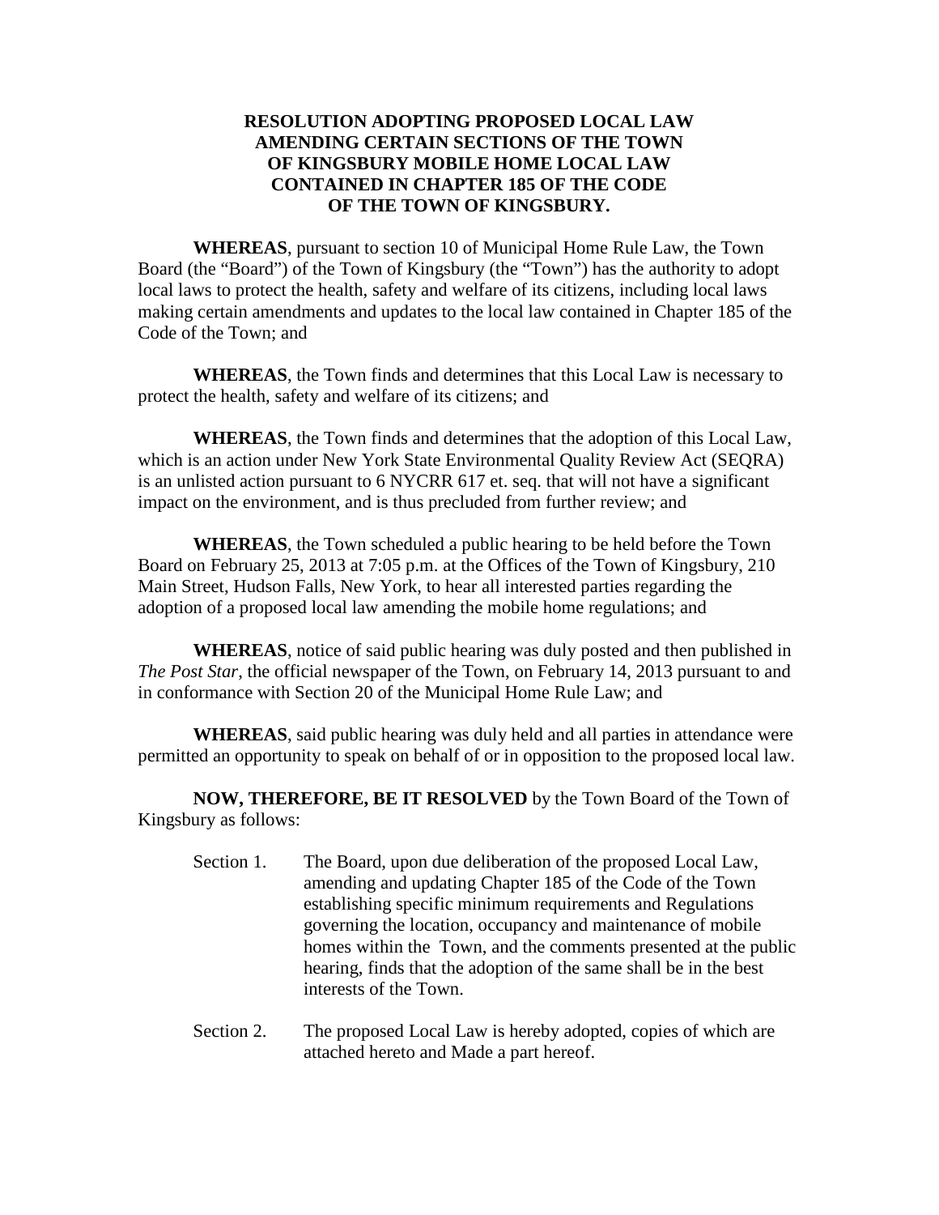**RESOLUTION ADOPTING PROPOSED LOCAL LAW AMENDING CERTAIN SECTIONS OF THE TOWN OF KINGSBURY MOBILE HOME LOCAL LAW CONTAINED IN CHAPTER 185 OF THE CODE OF THE TOWN OF KINGSBURY.**

**WHEREAS**, pursuant to section 10 of Municipal Home Rule Law, the Town Board (the "Board") of the Town of Kingsbury (the "Town") has the authority to adopt local laws to protect the health, safety and welfare of its citizens, including local laws making certain amendments and updates to the local law contained in Chapter 185 of the Code of the Town; and

**WHEREAS**, the Town finds and determines that this Local Law is necessary to protect the health, safety and welfare of its citizens; and

**WHEREAS**, the Town finds and determines that the adoption of this Local Law, which is an action under New York State Environmental Quality Review Act (SEQRA) is an unlisted action pursuant to 6 NYCRR 617 et. seq. that will not have a significant impact on the environment, and is thus precluded from further review; and

**WHEREAS**, the Town scheduled a public hearing to be held before the Town Board on February 25, 2013 at 7:05 p.m. at the Offices of the Town of Kingsbury, 210 Main Street, Hudson Falls, New York, to hear all interested parties regarding the adoption of a proposed local law amending the mobile home regulations; and

**WHEREAS**, notice of said public hearing was duly posted and then published in *The Post Star*, the official newspaper of the Town, on February 14, 2013 pursuant to and in conformance with Section 20 of the Municipal Home Rule Law; and

**WHEREAS**, said public hearing was duly held and all parties in attendance were permitted an opportunity to speak on behalf of or in opposition to the proposed local law.

**NOW, THEREFORE, BE IT RESOLVED** by the Town Board of the Town of Kingsbury as follows:

Section 1. The Board, upon due deliberation of the proposed Local Law, amending and updating Chapter 185 of the Code of the Town establishing specific minimum requirements and Regulations governing the location, occupancy and maintenance of mobile homes within the Town, and the comments presented at the public hearing, finds that the adoption of the same shall be in the best interests of the Town.

Section 2. The proposed Local Law is hereby adopted, copies of which are attached hereto and Made a part hereof.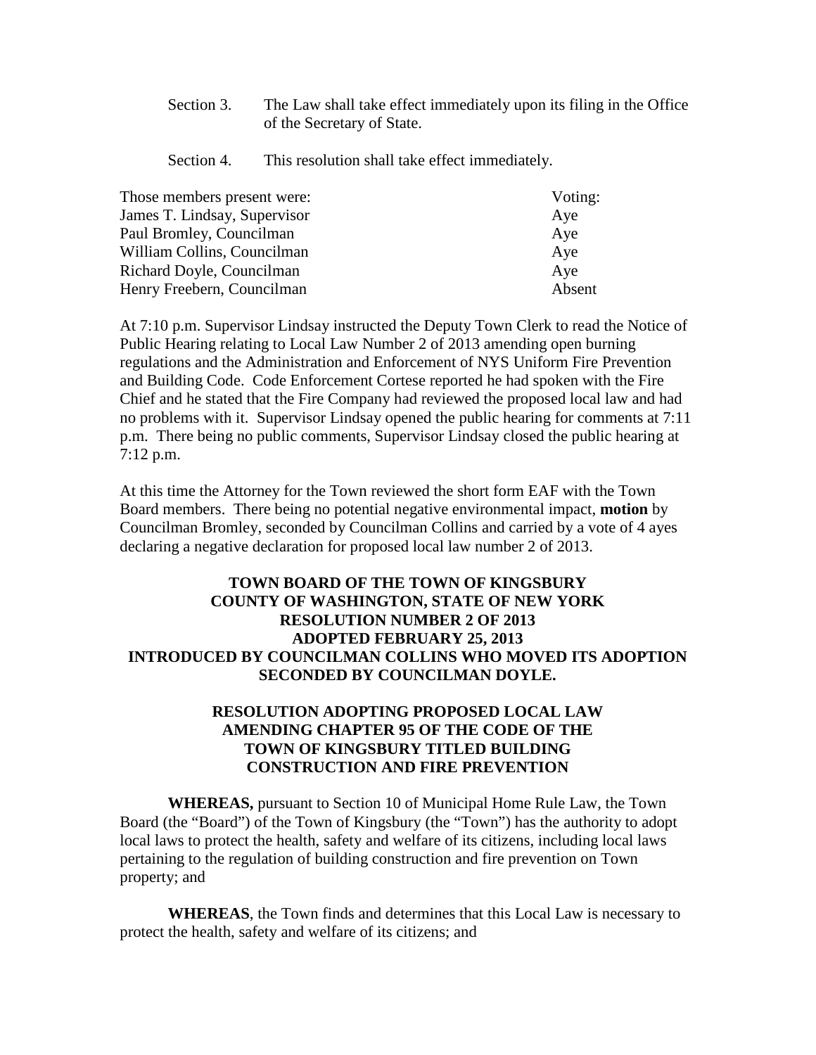Section 3. The Law shall take effect immediately upon its filing in the Office of the Secretary of State.

Section 4. This resolution shall take effect immediately.

| Those members present were: | Voting: |
|---|---|
| James T. Lindsay, Supervisor | Aye |
| Paul Bromley, Councilman | Aye |
| William Collins, Councilman | Aye |
| Richard Doyle, Councilman | Aye |
| Henry Freebern, Councilman | Absent |

At 7:10 p.m. Supervisor Lindsay instructed the Deputy Town Clerk to read the Notice of Public Hearing relating to Local Law Number 2 of 2013 amending open burning regulations and the Administration and Enforcement of NYS Uniform Fire Prevention and Building Code. Code Enforcement Cortese reported he had spoken with the Fire Chief and he stated that the Fire Company had reviewed the proposed local law and had no problems with it. Supervisor Lindsay opened the public hearing for comments at 7:11 p.m. There being no public comments, Supervisor Lindsay closed the public hearing at 7:12 p.m.

At this time the Attorney for the Town reviewed the short form EAF with the Town Board members. There being no potential negative environmental impact, **motion** by Councilman Bromley, seconded by Councilman Collins and carried by a vote of 4 ayes declaring a negative declaration for proposed local law number 2 of 2013.

**TOWN BOARD OF THE TOWN OF KINGSBURY**
**COUNTY OF WASHINGTON, STATE OF NEW YORK**
**RESOLUTION NUMBER 2 OF 2013**
**ADOPTED FEBRUARY 25, 2013**
**INTRODUCED BY COUNCILMAN COLLINS WHO MOVED ITS ADOPTION**
**SECONDED BY COUNCILMAN DOYLE.**

**RESOLUTION ADOPTING PROPOSED LOCAL LAW AMENDING CHAPTER 95 OF THE CODE OF THE TOWN OF KINGSBURY TITLED BUILDING CONSTRUCTION AND FIRE PREVENTION**

**WHEREAS,** pursuant to Section 10 of Municipal Home Rule Law, the Town Board (the "Board") of the Town of Kingsbury (the "Town") has the authority to adopt local laws to protect the health, safety and welfare of its citizens, including local laws pertaining to the regulation of building construction and fire prevention on Town property; and

**WHEREAS**, the Town finds and determines that this Local Law is necessary to protect the health, safety and welfare of its citizens; and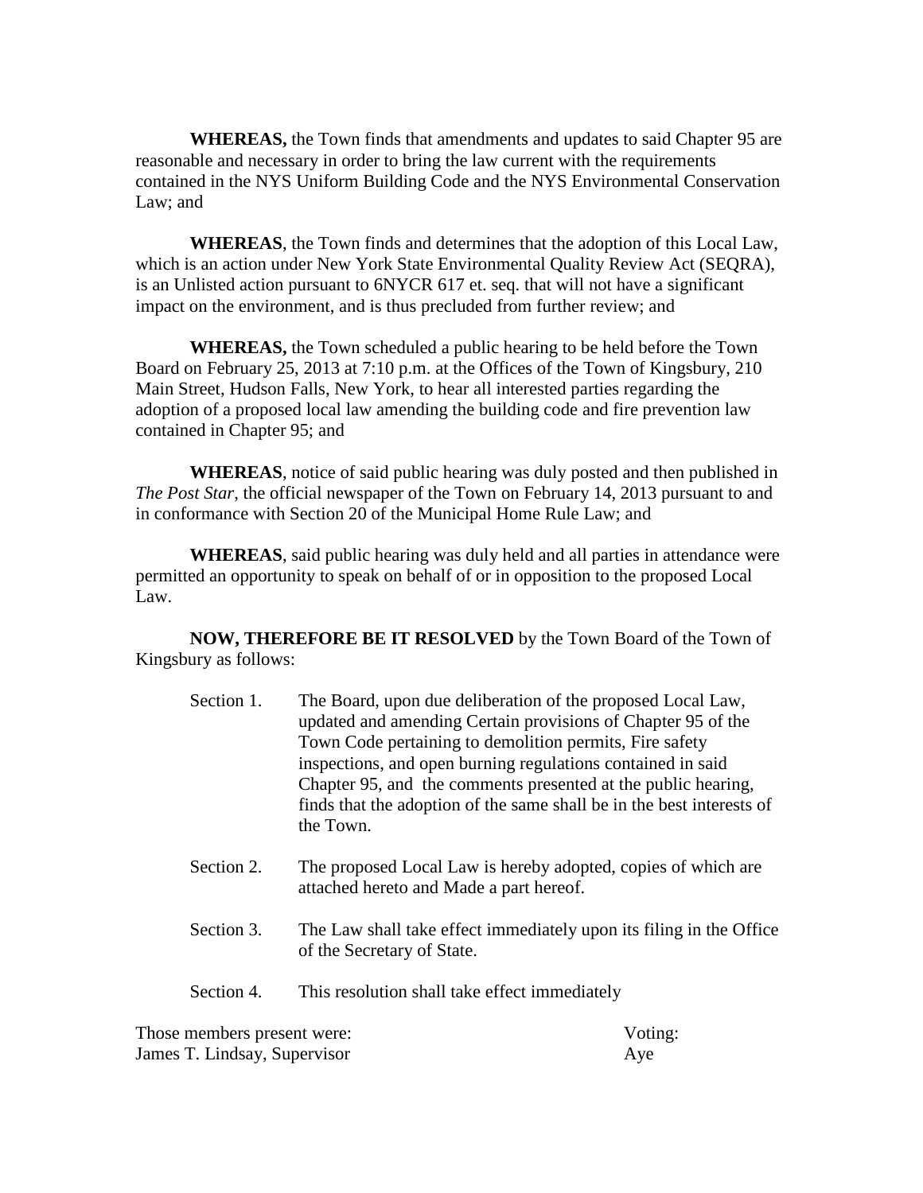**WHEREAS,** the Town finds that amendments and updates to said Chapter 95 are reasonable and necessary in order to bring the law current with the requirements contained in the NYS Uniform Building Code and the NYS Environmental Conservation Law; and

**WHEREAS**, the Town finds and determines that the adoption of this Local Law, which is an action under New York State Environmental Quality Review Act (SEQRA), is an Unlisted action pursuant to 6NYCR 617 et. seq. that will not have a significant impact on the environment, and is thus precluded from further review; and

**WHEREAS,** the Town scheduled a public hearing to be held before the Town Board on February 25, 2013 at 7:10 p.m. at the Offices of the Town of Kingsbury, 210 Main Street, Hudson Falls, New York, to hear all interested parties regarding the adoption of a proposed local law amending the building code and fire prevention law contained in Chapter 95; and

**WHEREAS**, notice of said public hearing was duly posted and then published in *The Post Star*, the official newspaper of the Town on February 14, 2013 pursuant to and in conformance with Section 20 of the Municipal Home Rule Law; and

**WHEREAS**, said public hearing was duly held and all parties in attendance were permitted an opportunity to speak on behalf of or in opposition to the proposed Local Law.

**NOW, THEREFORE BE IT RESOLVED** by the Town Board of the Town of Kingsbury as follows:

Section 1. The Board, upon due deliberation of the proposed Local Law, updated and amending Certain provisions of Chapter 95 of the Town Code pertaining to demolition permits, Fire safety inspections, and open burning regulations contained in said Chapter 95, and the comments presented at the public hearing, finds that the adoption of the same shall be in the best interests of the Town.

Section 2. The proposed Local Law is hereby adopted, copies of which are attached hereto and Made a part hereof.

Section 3. The Law shall take effect immediately upon its filing in the Office of the Secretary of State.

Section 4. This resolution shall take effect immediately

| Those members present were: | Voting: |
|---|---|
| James T. Lindsay, Supervisor | Aye |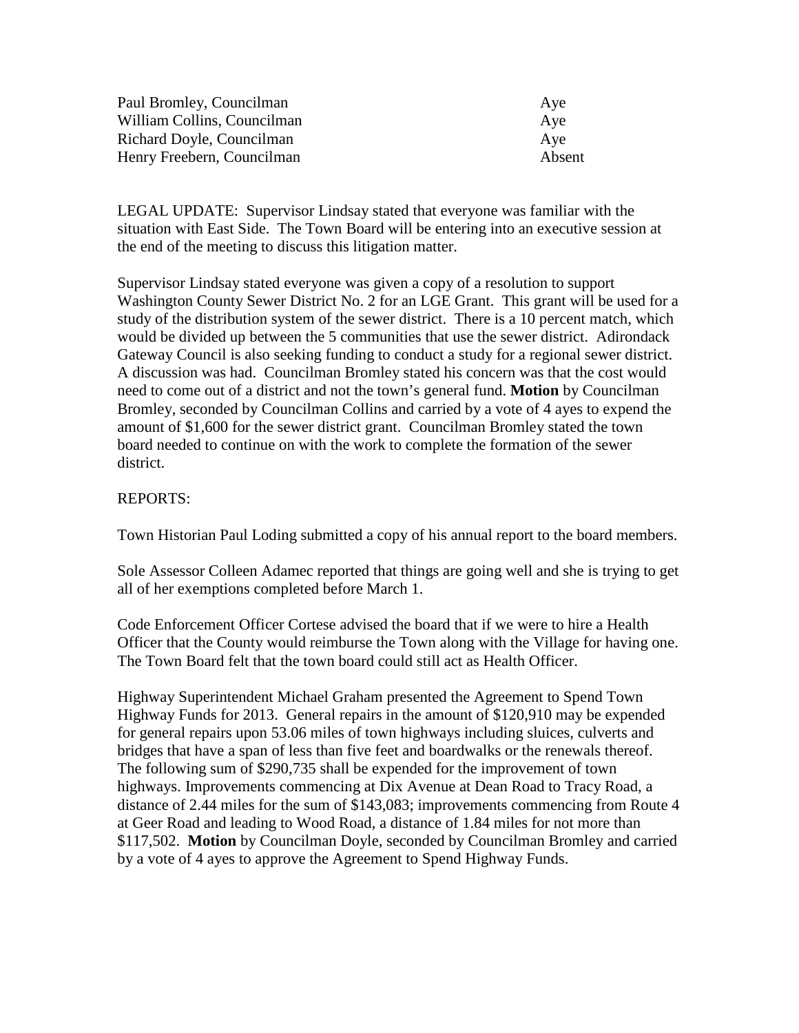| | |
|---|---|
| Paul Bromley, Councilman | Aye |
| William Collins, Councilman | Aye |
| Richard Doyle, Councilman | Aye |
| Henry Freebern, Councilman | Absent |

LEGAL UPDATE: Supervisor Lindsay stated that everyone was familiar with the situation with East Side. The Town Board will be entering into an executive session at the end of the meeting to discuss this litigation matter.

Supervisor Lindsay stated everyone was given a copy of a resolution to support Washington County Sewer District No. 2 for an LGE Grant. This grant will be used for a study of the distribution system of the sewer district. There is a 10 percent match, which would be divided up between the 5 communities that use the sewer district. Adirondack Gateway Council is also seeking funding to conduct a study for a regional sewer district. A discussion was had. Councilman Bromley stated his concern was that the cost would need to come out of a district and not the town's general fund. **Motion** by Councilman Bromley, seconded by Councilman Collins and carried by a vote of 4 ayes to expend the amount of $1,600 for the sewer district grant. Councilman Bromley stated the town board needed to continue on with the work to complete the formation of the sewer district.

REPORTS:

Town Historian Paul Loding submitted a copy of his annual report to the board members.

Sole Assessor Colleen Adamec reported that things are going well and she is trying to get all of her exemptions completed before March 1.

Code Enforcement Officer Cortese advised the board that if we were to hire a Health Officer that the County would reimburse the Town along with the Village for having one. The Town Board felt that the town board could still act as Health Officer.

Highway Superintendent Michael Graham presented the Agreement to Spend Town Highway Funds for 2013. General repairs in the amount of $120,910 may be expended for general repairs upon 53.06 miles of town highways including sluices, culverts and bridges that have a span of less than five feet and boardwalks or the renewals thereof. The following sum of $290,735 shall be expended for the improvement of town highways. Improvements commencing at Dix Avenue at Dean Road to Tracy Road, a distance of 2.44 miles for the sum of $143,083; improvements commencing from Route 4 at Geer Road and leading to Wood Road, a distance of 1.84 miles for not more than $117,502. **Motion** by Councilman Doyle, seconded by Councilman Bromley and carried by a vote of 4 ayes to approve the Agreement to Spend Highway Funds.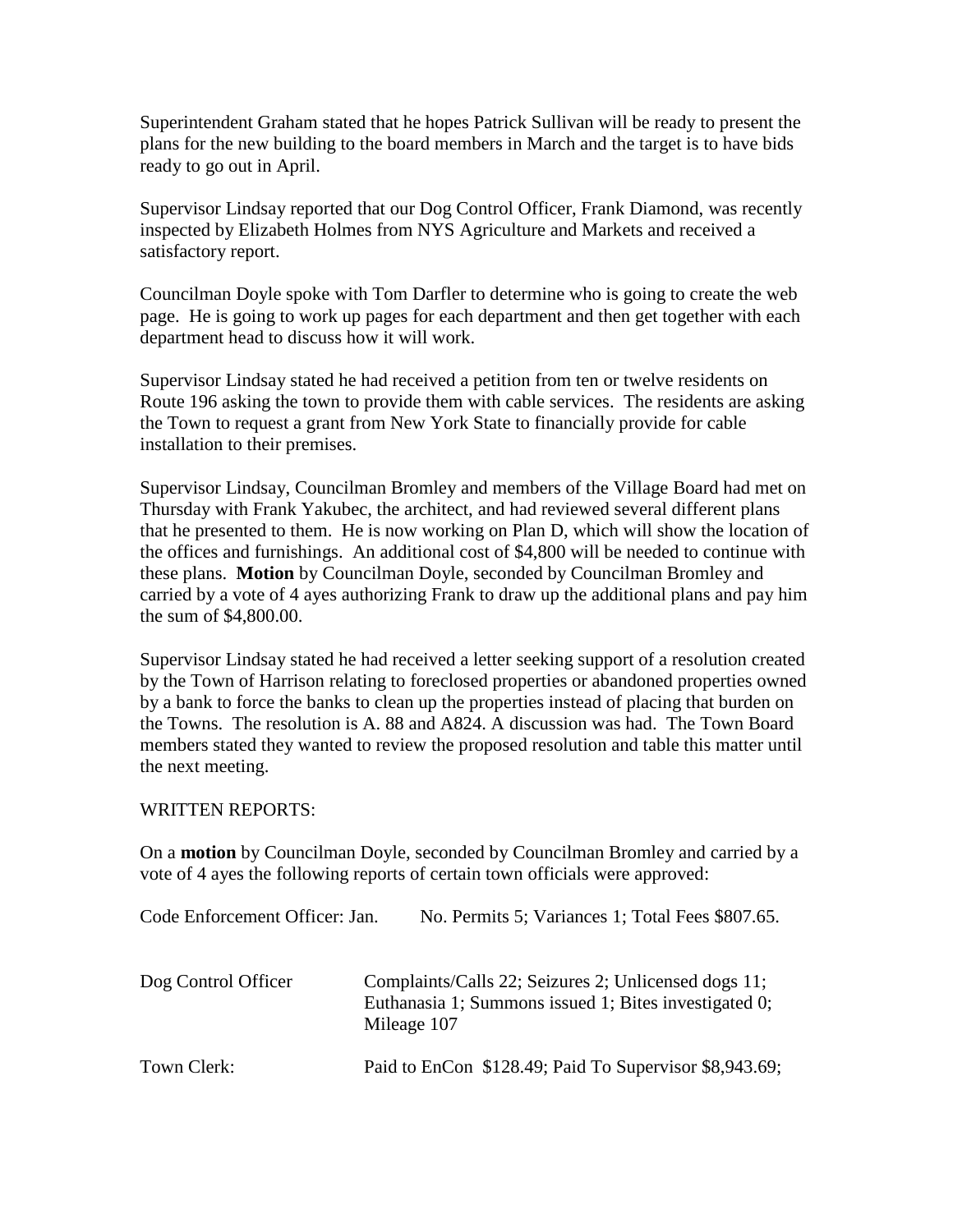Superintendent Graham stated that he hopes Patrick Sullivan will be ready to present the plans for the new building to the board members in March and the target is to have bids ready to go out in April.

Supervisor Lindsay reported that our Dog Control Officer, Frank Diamond, was recently inspected by Elizabeth Holmes from NYS Agriculture and Markets and received a satisfactory report.

Councilman Doyle spoke with Tom Darfler to determine who is going to create the web page. He is going to work up pages for each department and then get together with each department head to discuss how it will work.

Supervisor Lindsay stated he had received a petition from ten or twelve residents on Route 196 asking the town to provide them with cable services. The residents are asking the Town to request a grant from New York State to financially provide for cable installation to their premises.

Supervisor Lindsay, Councilman Bromley and members of the Village Board had met on Thursday with Frank Yakubec, the architect, and had reviewed several different plans that he presented to them. He is now working on Plan D, which will show the location of the offices and furnishings. An additional cost of $4,800 will be needed to continue with these plans. **Motion** by Councilman Doyle, seconded by Councilman Bromley and carried by a vote of 4 ayes authorizing Frank to draw up the additional plans and pay him the sum of $4,800.00.

Supervisor Lindsay stated he had received a letter seeking support of a resolution created by the Town of Harrison relating to foreclosed properties or abandoned properties owned by a bank to force the banks to clean up the properties instead of placing that burden on the Towns. The resolution is A. 88 and A824. A discussion was had. The Town Board members stated they wanted to review the proposed resolution and table this matter until the next meeting.

WRITTEN REPORTS:

On a **motion** by Councilman Doyle, seconded by Councilman Bromley and carried by a vote of 4 ayes the following reports of certain town officials were approved:

Code Enforcement Officer: Jan. No. Permits 5; Variances 1; Total Fees $807.65.

Dog Control Officer: Complaints/Calls 22; Seizures 2; Unlicensed dogs 11; Euthanasia 1; Summons issued 1; Bites investigated 0; Mileage 107

Town Clerk: Paid to EnCon $128.49; Paid To Supervisor $8,943.69;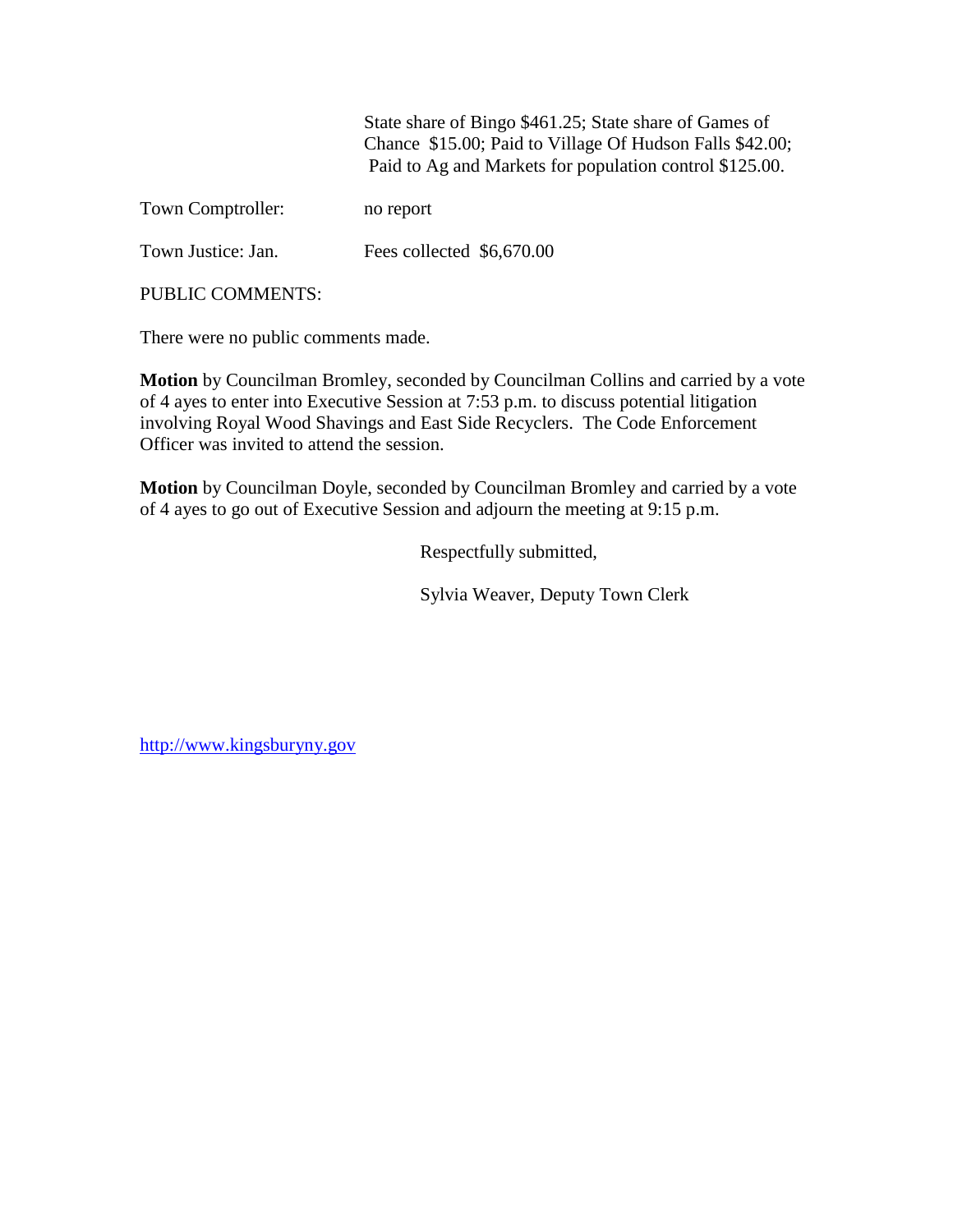State share of Bingo $461.25; State share of Games of Chance $15.00; Paid to Village Of Hudson Falls $42.00; Paid to Ag and Markets for population control $125.00.

Town Comptroller: no report

Town Justice: Jan. Fees collected $6,670.00

PUBLIC COMMENTS:

There were no public comments made.

**Motion** by Councilman Bromley, seconded by Councilman Collins and carried by a vote of 4 ayes to enter into Executive Session at 7:53 p.m. to discuss potential litigation involving Royal Wood Shavings and East Side Recyclers. The Code Enforcement Officer was invited to attend the session.

**Motion** by Councilman Doyle, seconded by Councilman Bromley and carried by a vote of 4 ayes to go out of Executive Session and adjourn the meeting at 9:15 p.m.

Respectfully submitted,

Sylvia Weaver, Deputy Town Clerk

http://www.kingsburyny.gov